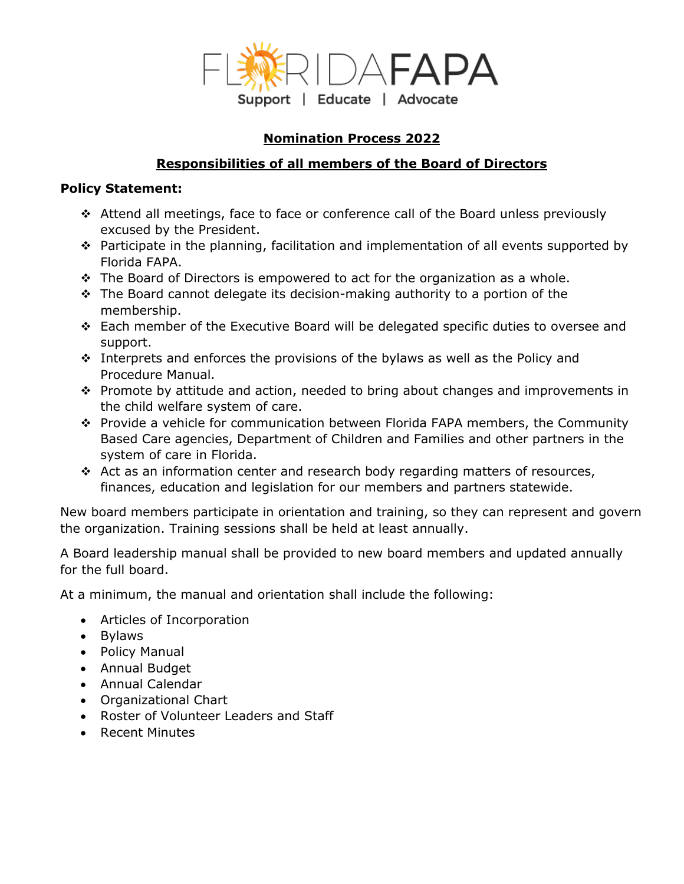FLORIDA FAPA

Support | Educate | Advocate

# Nomination Process 2022

## Responsibilities of all members of the Board of Directors

**Policy Statement:**

- Attend all meetings, face to face or conference call of the Board unless previously excused by the President.
- Participate in the planning, facilitation and implementation of all events supported by Florida FAPA.
- The Board of Directors is empowered to act for the organization as a whole.
- The Board cannot delegate its decision-making authority to a portion of the membership.
- Each member of the Executive Board will be delegated specific duties to oversee and support.
- Interprets and enforces the provisions of the bylaws as well as the Policy and Procedure Manual.
- Promote by attitude and action, needed to bring about changes and improvements in the child welfare system of care.
- Provide a vehicle for communication between Florida FAPA members, the Community Based Care agencies, Department of Children and Families and other partners in the system of care in Florida.
- Act as an information center and research body regarding matters of resources, finances, education and legislation for our members and partners statewide.

New board members participate in orientation and training, so they can represent and govern the organization. Training sessions shall be held at least annually.

A Board leadership manual shall be provided to new board members and updated annually for the full board.

At a minimum, the manual and orientation shall include the following:

- Articles of Incorporation
- Bylaws
- Policy Manual
- Annual Budget
- Annual Calendar
- Organizational Chart
- Roster of Volunteer Leaders and Staff
- Recent Minutes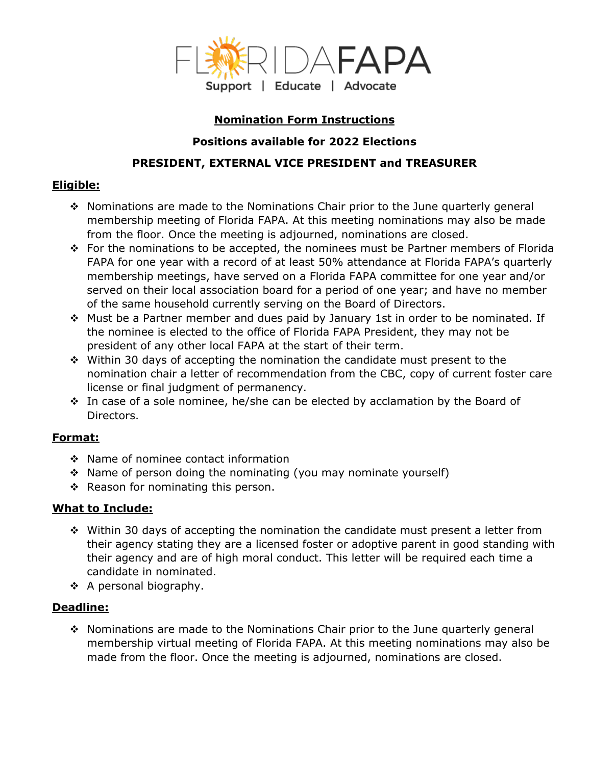FLORIDA FAPA

Support | Educate | Advocate

## Nomination Form Instructions

**Positions available for 2022 Elections**

**PRESIDENT, EXTERNAL VICE PRESIDENT and TREASURER**

### Eligible:

- Nominations are made to the Nominations Chair prior to the June quarterly general membership meeting of Florida FAPA. At this meeting nominations may also be made from the floor. Once the meeting is adjourned, nominations are closed.
- For the nominations to be accepted, the nominees must be Partner members of Florida FAPA for one year with a record of at least 50% attendance at Florida FAPA's quarterly membership meetings, have served on a Florida FAPA committee for one year and/or served on their local association board for a period of one year; and have no member of the same household currently serving on the Board of Directors.
- Must be a Partner member and dues paid by January 1st in order to be nominated. If the nominee is elected to the office of Florida FAPA President, they may not be president of any other local FAPA at the start of their term.
- Within 30 days of accepting the nomination the candidate must present to the nomination chair a letter of recommendation from the CBC, copy of current foster care license or final judgment of permanency.
- In case of a sole nominee, he/she can be elected by acclamation by the Board of Directors.

### Format:

- Name of nominee contact information
- Name of person doing the nominating (you may nominate yourself)
- Reason for nominating this person.

### What to Include:

- Within 30 days of accepting the nomination the candidate must present a letter from their agency stating they are a licensed foster or adoptive parent in good standing with their agency and are of high moral conduct. This letter will be required each time a candidate in nominated.
- A personal biography.

### Deadline:

- Nominations are made to the Nominations Chair prior to the June quarterly general membership virtual meeting of Florida FAPA. At this meeting nominations may also be made from the floor. Once the meeting is adjourned, nominations are closed.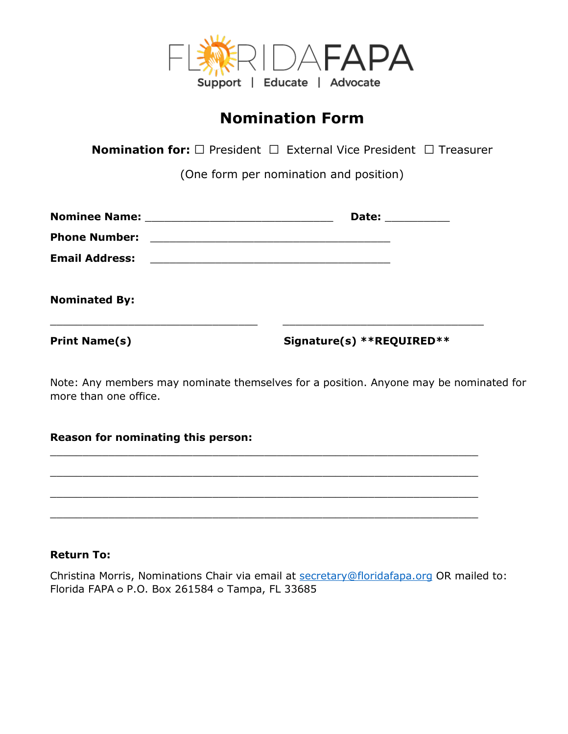FLORIDAFAPA
Support | Educate | Advocate

# Nomination Form

**Nomination for:** ☐ President ☐ External Vice President ☐ Treasurer

(One form per nomination and position)

**Nominee Name:** ______________________________ **Date:** __________

**Phone Number:** ______________________________________

**Email Address:** ______________________________________

**Nominated By:**

_________________________________ _________________________________

**Print Name(s)** **Signature(s) \*\*REQUIRED\*\***

Note: Any members may nominate themselves for a position. Anyone may be nominated for more than one office.

**Reason for nominating this person:**

_____________________________________________________________________

_____________________________________________________________________

_____________________________________________________________________

_____________________________________________________________________

**Return To:**

Christina Morris, Nominations Chair via email at secretary@floridafapa.org OR mailed to: Florida FAPA ○ P.O. Box 261584 ○ Tampa, FL 33685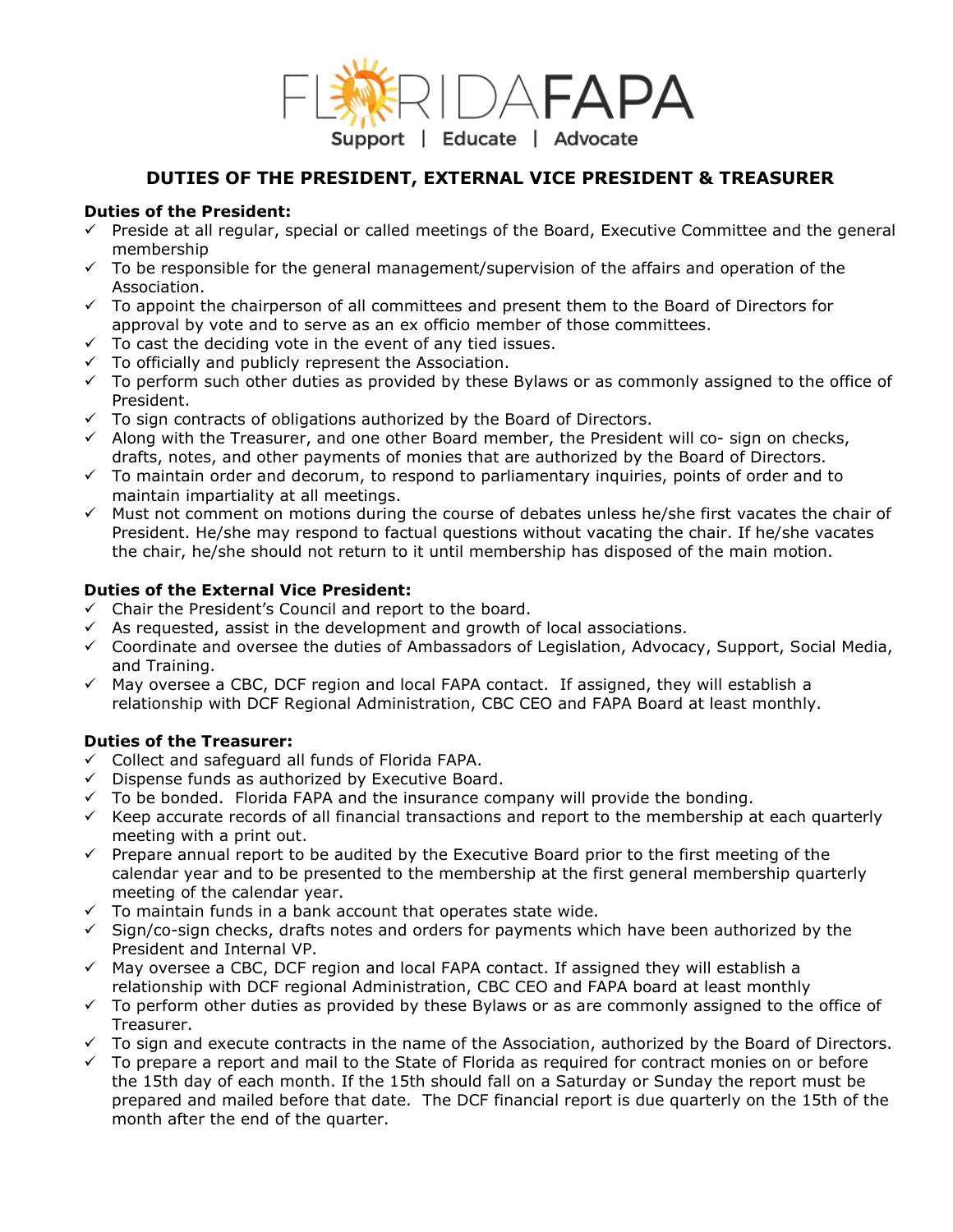FLORIDAFAPA

Support | Educate | Advocate

## DUTIES OF THE PRESIDENT, EXTERNAL VICE PRESIDENT & TREASURER

**Duties of the President:**

- ✓ Preside at all regular, special or called meetings of the Board, Executive Committee and the general membership
- ✓ To be responsible for the general management/supervision of the affairs and operation of the Association.
- ✓ To appoint the chairperson of all committees and present them to the Board of Directors for approval by vote and to serve as an ex officio member of those committees.
- ✓ To cast the deciding vote in the event of any tied issues.
- ✓ To officially and publicly represent the Association.
- ✓ To perform such other duties as provided by these Bylaws or as commonly assigned to the office of President.
- ✓ To sign contracts of obligations authorized by the Board of Directors.
- ✓ Along with the Treasurer, and one other Board member, the President will co- sign on checks, drafts, notes, and other payments of monies that are authorized by the Board of Directors.
- ✓ To maintain order and decorum, to respond to parliamentary inquiries, points of order and to maintain impartiality at all meetings.
- ✓ Must not comment on motions during the course of debates unless he/she first vacates the chair of President. He/she may respond to factual questions without vacating the chair. If he/she vacates the chair, he/she should not return to it until membership has disposed of the main motion.

**Duties of the External Vice President:**

- ✓ Chair the President's Council and report to the board.
- ✓ As requested, assist in the development and growth of local associations.
- ✓ Coordinate and oversee the duties of Ambassadors of Legislation, Advocacy, Support, Social Media, and Training.
- ✓ May oversee a CBC, DCF region and local FAPA contact. If assigned, they will establish a relationship with DCF Regional Administration, CBC CEO and FAPA Board at least monthly.

**Duties of the Treasurer:**

- ✓ Collect and safeguard all funds of Florida FAPA.
- ✓ Dispense funds as authorized by Executive Board.
- ✓ To be bonded. Florida FAPA and the insurance company will provide the bonding.
- ✓ Keep accurate records of all financial transactions and report to the membership at each quarterly meeting with a print out.
- ✓ Prepare annual report to be audited by the Executive Board prior to the first meeting of the calendar year and to be presented to the membership at the first general membership quarterly meeting of the calendar year.
- ✓ To maintain funds in a bank account that operates state wide.
- ✓ Sign/co-sign checks, drafts notes and orders for payments which have been authorized by the President and Internal VP.
- ✓ May oversee a CBC, DCF region and local FAPA contact. If assigned they will establish a relationship with DCF regional Administration, CBC CEO and FAPA board at least monthly
- ✓ To perform other duties as provided by these Bylaws or as are commonly assigned to the office of Treasurer.
- ✓ To sign and execute contracts in the name of the Association, authorized by the Board of Directors.
- ✓ To prepare a report and mail to the State of Florida as required for contract monies on or before the 15th day of each month. If the 15th should fall on a Saturday or Sunday the report must be prepared and mailed before that date. The DCF financial report is due quarterly on the 15th of the month after the end of the quarter.